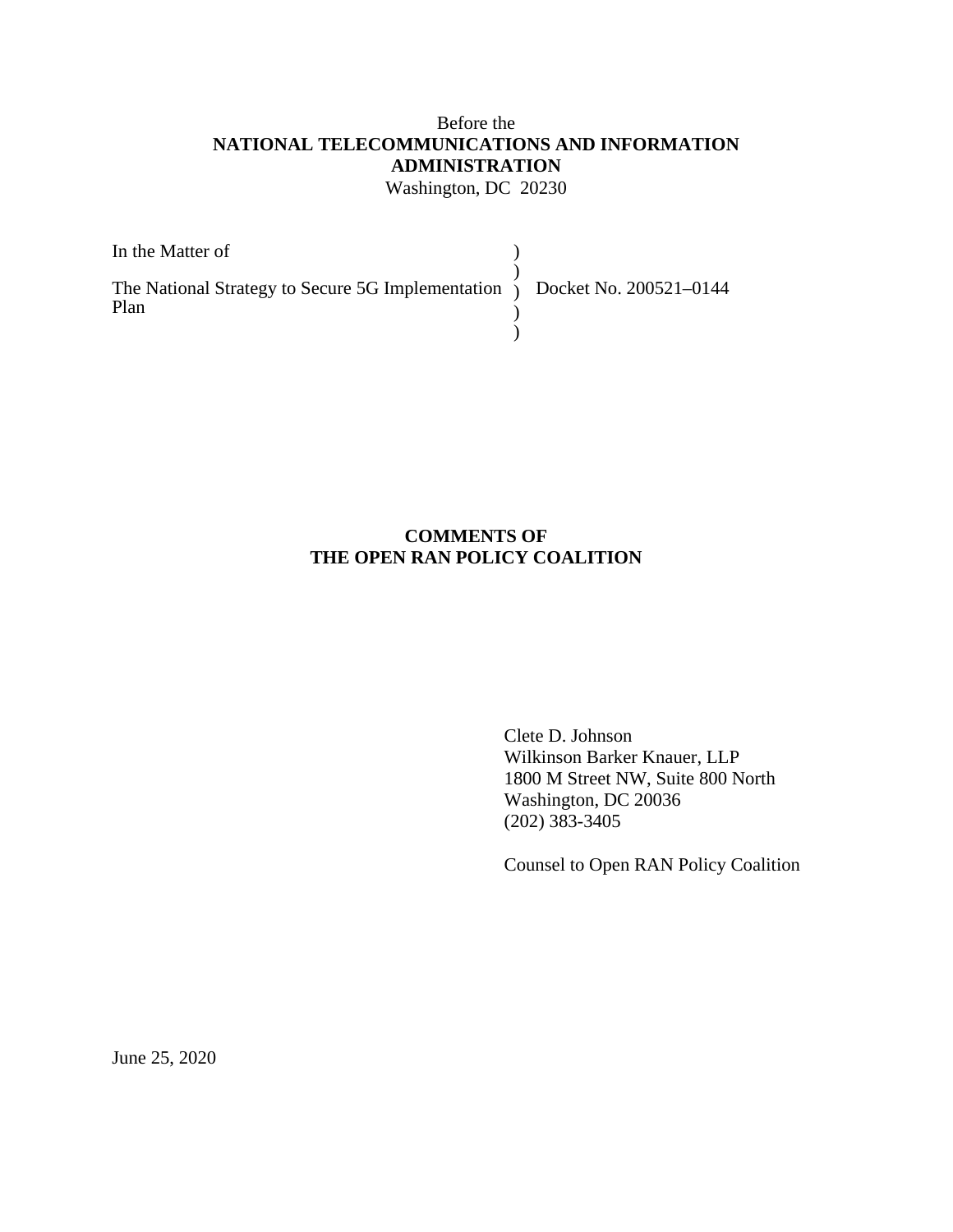Before the
**NATIONAL TELECOMMUNICATIONS AND INFORMATION ADMINISTRATION**
Washington, DC 20230

| | | |
|---|---|---|
| In the Matter of | ) | |
| | ) | |
| The National Strategy to Secure 5G Implementation Plan | ) | Docket No. 200521–0144 |
| | ) | |
| | ) | |

**COMMENTS OF**
**THE OPEN RAN POLICY COALITION**

Clete D. Johnson
Wilkinson Barker Knauer, LLP
1800 M Street NW, Suite 800 North
Washington, DC 20036
(202) 383-3405

Counsel to Open RAN Policy Coalition

June 25, 2020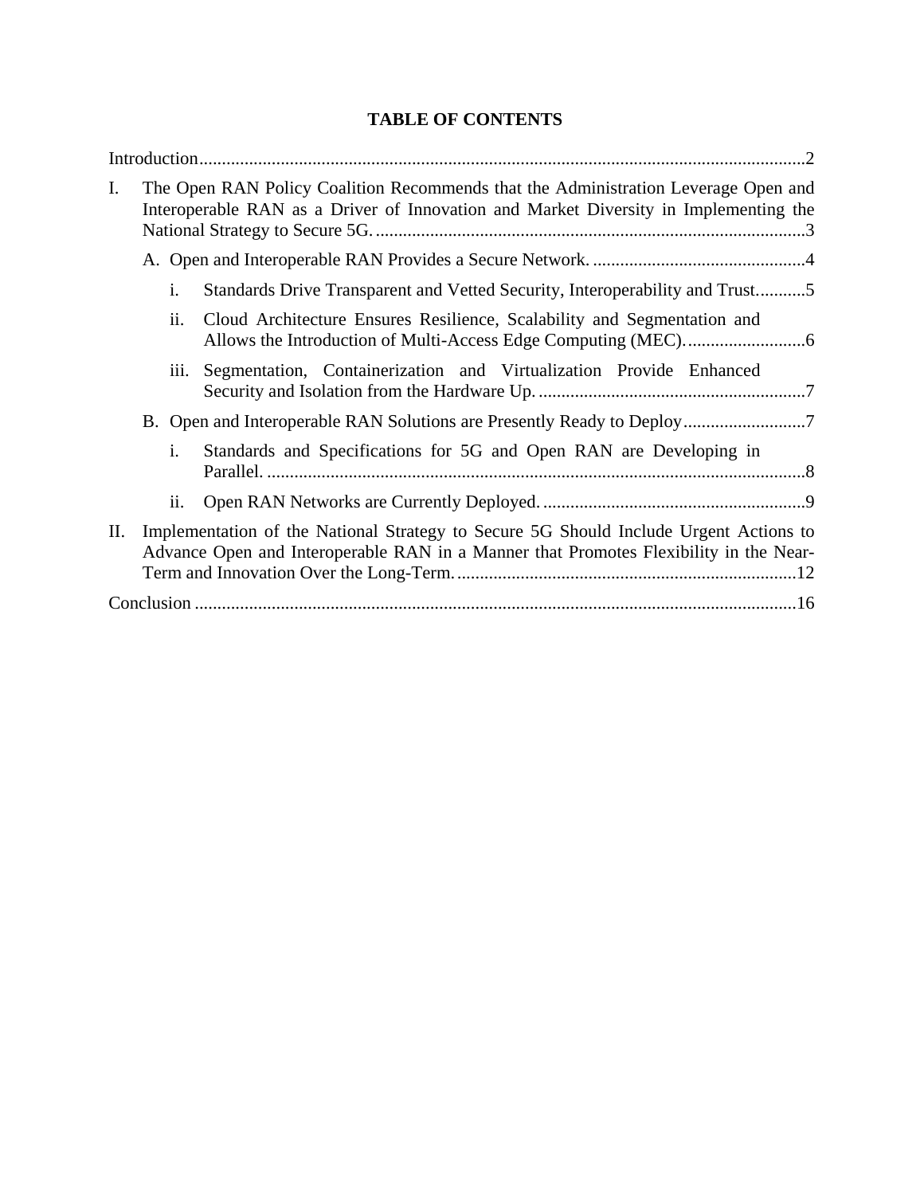# TABLE OF CONTENTS

Introduction....................................................................................................................................2

I. The Open RAN Policy Coalition Recommends that the Administration Leverage Open and Interoperable RAN as a Driver of Innovation and Market Diversity in Implementing the National Strategy to Secure 5G. ..............................................................................................3

   A. Open and Interoperable RAN Provides a Secure Network. ...............................................4

      i. Standards Drive Transparent and Vetted Security, Interoperability and Trust...........5

      ii. Cloud Architecture Ensures Resilience, Scalability and Segmentation and Allows the Introduction of Multi-Access Edge Computing (MEC). ..........................6

      iii. Segmentation, Containerization and Virtualization Provide Enhanced Security and Isolation from the Hardware Up. ..........................................................7

   B. Open and Interoperable RAN Solutions are Presently Ready to Deploy...........................7

      i. Standards and Specifications for 5G and Open RAN are Developing in Parallel. ......................................................................................................................8

      ii. Open RAN Networks are Currently Deployed. ..........................................................9

II. Implementation of the National Strategy to Secure 5G Should Include Urgent Actions to Advance Open and Interoperable RAN in a Manner that Promotes Flexibility in the Near-Term and Innovation Over the Long-Term. ..........................................................................12

Conclusion ...................................................................................................................................16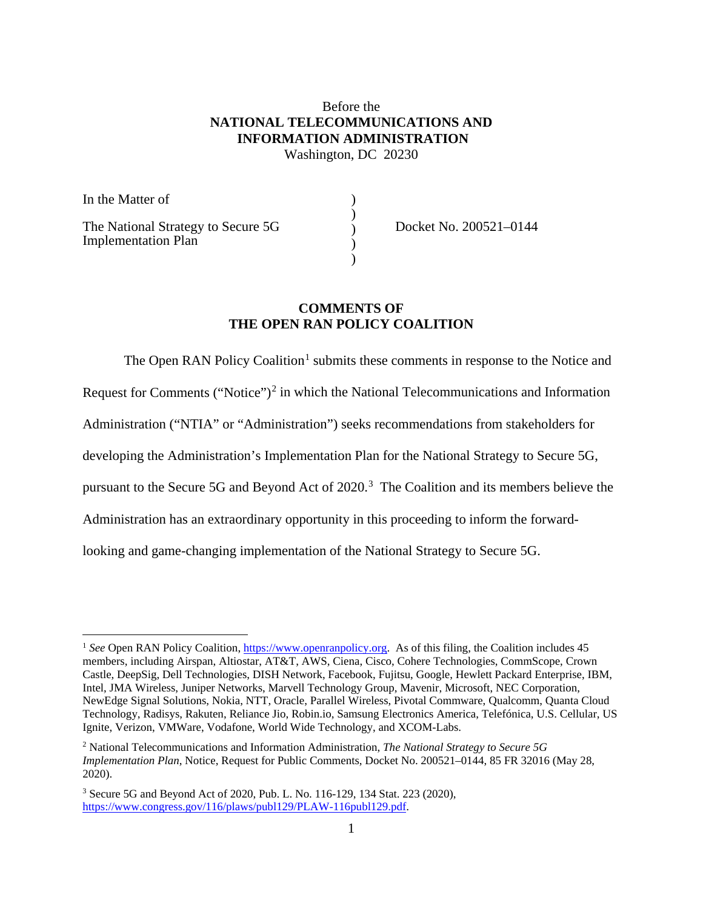Before the
**NATIONAL TELECOMMUNICATIONS AND INFORMATION ADMINISTRATION**
Washington, DC 20230

| In the Matter of | ) | |
|---|---|---|
| | ) | |
| The National Strategy to Secure 5G Implementation Plan | ) | Docket No. 200521–0144 |
| | ) | |
| | ) | |

**COMMENTS OF THE OPEN RAN POLICY COALITION**

The Open RAN Policy Coalition[1] submits these comments in response to the Notice and Request for Comments ("Notice")[2] in which the National Telecommunications and Information Administration ("NTIA" or "Administration") seeks recommendations from stakeholders for developing the Administration's Implementation Plan for the National Strategy to Secure 5G, pursuant to the Secure 5G and Beyond Act of 2020.[3] The Coalition and its members believe the Administration has an extraordinary opportunity in this proceeding to inform the forward-looking and game-changing implementation of the National Strategy to Secure 5G.

---

[1] *See* Open RAN Policy Coalition, https://www.openranpolicy.org. As of this filing, the Coalition includes 45 members, including Airspan, Altiostar, AT&T, AWS, Ciena, Cisco, Cohere Technologies, CommScope, Crown Castle, DeepSig, Dell Technologies, DISH Network, Facebook, Fujitsu, Google, Hewlett Packard Enterprise, IBM, Intel, JMA Wireless, Juniper Networks, Marvell Technology Group, Mavenir, Microsoft, NEC Corporation, NewEdge Signal Solutions, Nokia, NTT, Oracle, Parallel Wireless, Pivotal Commware, Qualcomm, Quanta Cloud Technology, Radisys, Rakuten, Reliance Jio, Robin.io, Samsung Electronics America, Telefónica, U.S. Cellular, US Ignite, Verizon, VMWare, Vodafone, World Wide Technology, and XCOM-Labs.

[2] National Telecommunications and Information Administration, *The National Strategy to Secure 5G Implementation Plan*, Notice, Request for Public Comments, Docket No. 200521–0144, 85 FR 32016 (May 28, 2020).

[3] Secure 5G and Beyond Act of 2020, Pub. L. No. 116-129, 134 Stat. 223 (2020), https://www.congress.gov/116/plaws/publ129/PLAW-116publ129.pdf.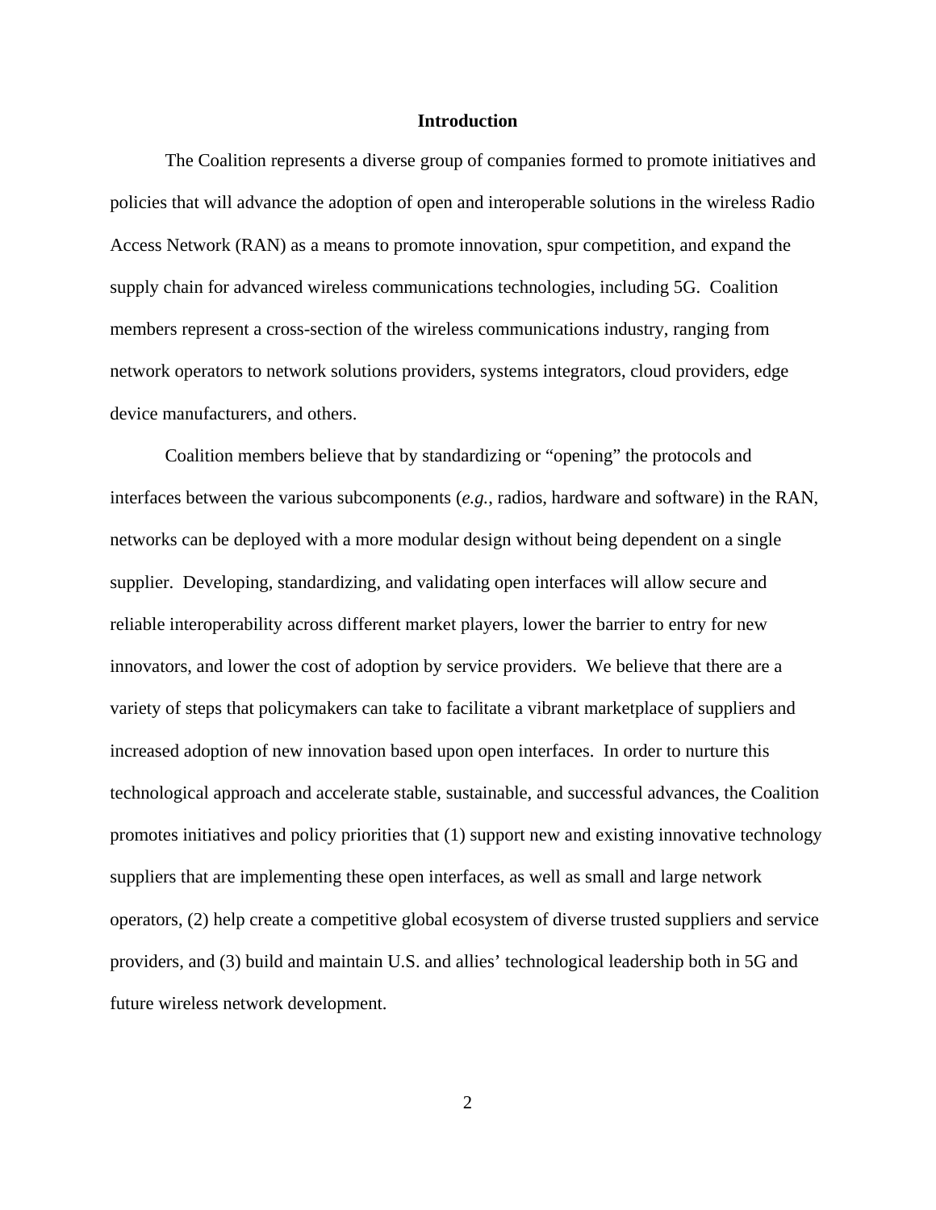## Introduction

The Coalition represents a diverse group of companies formed to promote initiatives and policies that will advance the adoption of open and interoperable solutions in the wireless Radio Access Network (RAN) as a means to promote innovation, spur competition, and expand the supply chain for advanced wireless communications technologies, including 5G. Coalition members represent a cross-section of the wireless communications industry, ranging from network operators to network solutions providers, systems integrators, cloud providers, edge device manufacturers, and others.

Coalition members believe that by standardizing or "opening" the protocols and interfaces between the various subcomponents (*e.g.*, radios, hardware and software) in the RAN, networks can be deployed with a more modular design without being dependent on a single supplier. Developing, standardizing, and validating open interfaces will allow secure and reliable interoperability across different market players, lower the barrier to entry for new innovators, and lower the cost of adoption by service providers. We believe that there are a variety of steps that policymakers can take to facilitate a vibrant marketplace of suppliers and increased adoption of new innovation based upon open interfaces. In order to nurture this technological approach and accelerate stable, sustainable, and successful advances, the Coalition promotes initiatives and policy priorities that (1) support new and existing innovative technology suppliers that are implementing these open interfaces, as well as small and large network operators, (2) help create a competitive global ecosystem of diverse trusted suppliers and service providers, and (3) build and maintain U.S. and allies' technological leadership both in 5G and future wireless network development.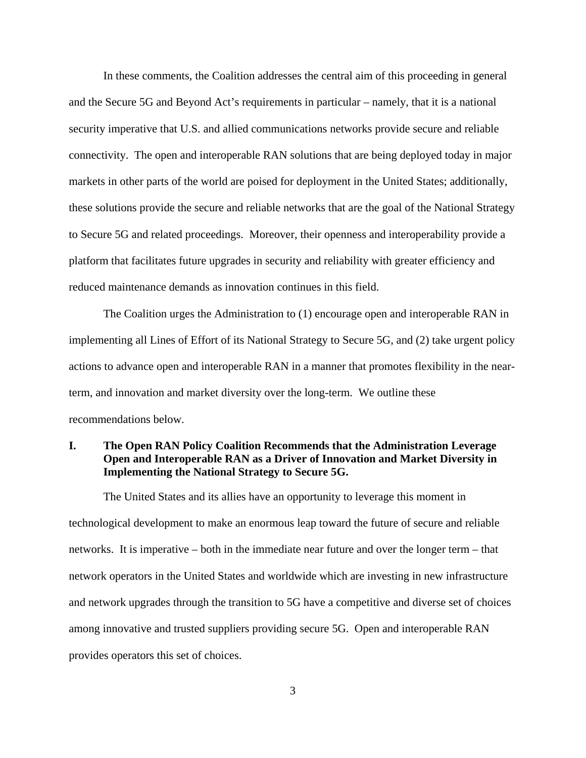In these comments, the Coalition addresses the central aim of this proceeding in general and the Secure 5G and Beyond Act's requirements in particular – namely, that it is a national security imperative that U.S. and allied communications networks provide secure and reliable connectivity. The open and interoperable RAN solutions that are being deployed today in major markets in other parts of the world are poised for deployment in the United States; additionally, these solutions provide the secure and reliable networks that are the goal of the National Strategy to Secure 5G and related proceedings. Moreover, their openness and interoperability provide a platform that facilitates future upgrades in security and reliability with greater efficiency and reduced maintenance demands as innovation continues in this field.

The Coalition urges the Administration to (1) encourage open and interoperable RAN in implementing all Lines of Effort of its National Strategy to Secure 5G, and (2) take urgent policy actions to advance open and interoperable RAN in a manner that promotes flexibility in the near-term, and innovation and market diversity over the long-term. We outline these recommendations below.

## I. The Open RAN Policy Coalition Recommends that the Administration Leverage Open and Interoperable RAN as a Driver of Innovation and Market Diversity in Implementing the National Strategy to Secure 5G.

The United States and its allies have an opportunity to leverage this moment in technological development to make an enormous leap toward the future of secure and reliable networks. It is imperative – both in the immediate near future and over the longer term – that network operators in the United States and worldwide which are investing in new infrastructure and network upgrades through the transition to 5G have a competitive and diverse set of choices among innovative and trusted suppliers providing secure 5G. Open and interoperable RAN provides operators this set of choices.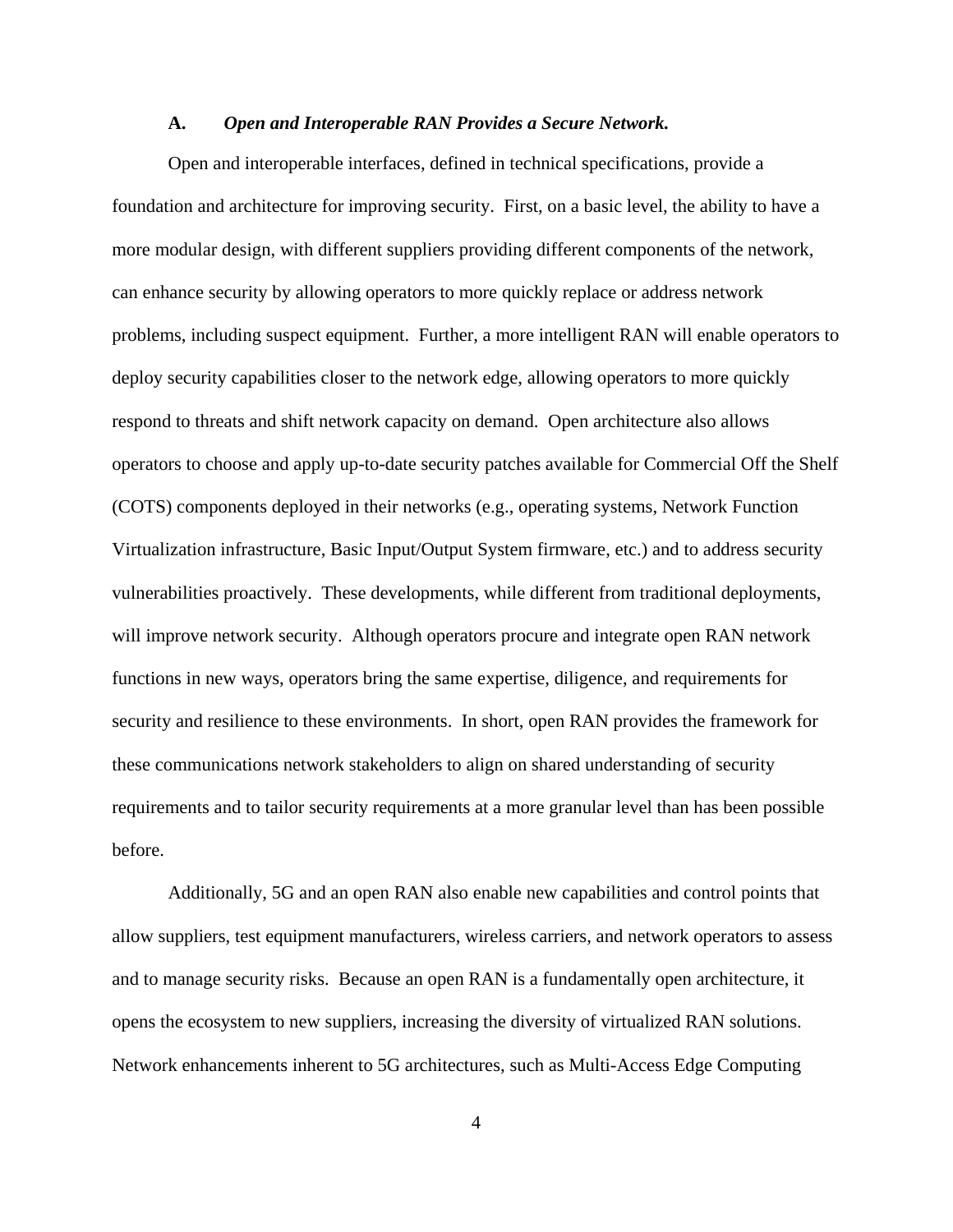### A. *Open and Interoperable RAN Provides a Secure Network.*

Open and interoperable interfaces, defined in technical specifications, provide a foundation and architecture for improving security. First, on a basic level, the ability to have a more modular design, with different suppliers providing different components of the network, can enhance security by allowing operators to more quickly replace or address network problems, including suspect equipment. Further, a more intelligent RAN will enable operators to deploy security capabilities closer to the network edge, allowing operators to more quickly respond to threats and shift network capacity on demand. Open architecture also allows operators to choose and apply up-to-date security patches available for Commercial Off the Shelf (COTS) components deployed in their networks (e.g., operating systems, Network Function Virtualization infrastructure, Basic Input/Output System firmware, etc.) and to address security vulnerabilities proactively. These developments, while different from traditional deployments, will improve network security. Although operators procure and integrate open RAN network functions in new ways, operators bring the same expertise, diligence, and requirements for security and resilience to these environments. In short, open RAN provides the framework for these communications network stakeholders to align on shared understanding of security requirements and to tailor security requirements at a more granular level than has been possible before.

Additionally, 5G and an open RAN also enable new capabilities and control points that allow suppliers, test equipment manufacturers, wireless carriers, and network operators to assess and to manage security risks. Because an open RAN is a fundamentally open architecture, it opens the ecosystem to new suppliers, increasing the diversity of virtualized RAN solutions. Network enhancements inherent to 5G architectures, such as Multi-Access Edge Computing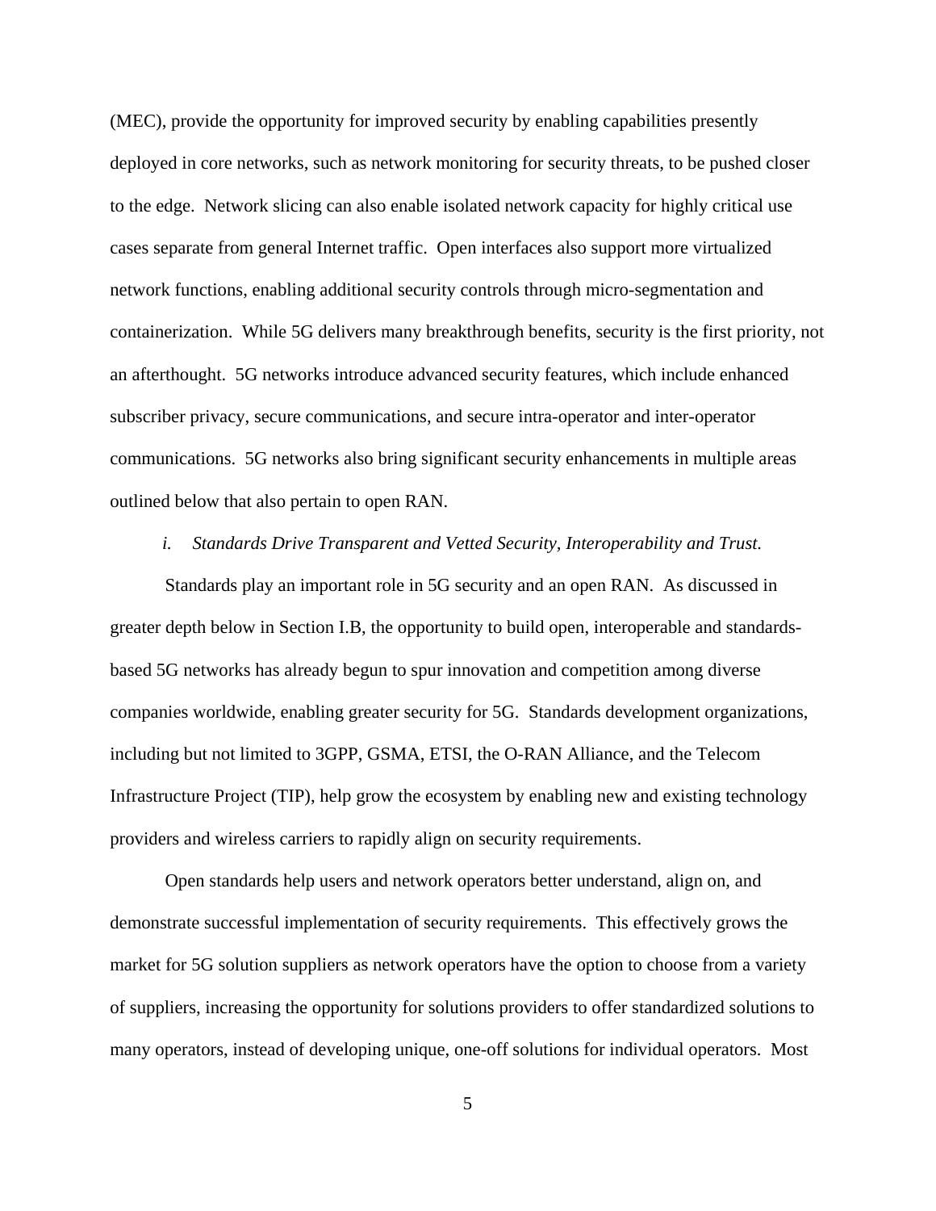(MEC), provide the opportunity for improved security by enabling capabilities presently deployed in core networks, such as network monitoring for security threats, to be pushed closer to the edge. Network slicing can also enable isolated network capacity for highly critical use cases separate from general Internet traffic. Open interfaces also support more virtualized network functions, enabling additional security controls through micro-segmentation and containerization. While 5G delivers many breakthrough benefits, security is the first priority, not an afterthought. 5G networks introduce advanced security features, which include enhanced subscriber privacy, secure communications, and secure intra-operator and inter-operator communications. 5G networks also bring significant security enhancements in multiple areas outlined below that also pertain to open RAN.

*i. Standards Drive Transparent and Vetted Security, Interoperability and Trust.*

Standards play an important role in 5G security and an open RAN. As discussed in greater depth below in Section I.B, the opportunity to build open, interoperable and standards-based 5G networks has already begun to spur innovation and competition among diverse companies worldwide, enabling greater security for 5G. Standards development organizations, including but not limited to 3GPP, GSMA, ETSI, the O-RAN Alliance, and the Telecom Infrastructure Project (TIP), help grow the ecosystem by enabling new and existing technology providers and wireless carriers to rapidly align on security requirements.

Open standards help users and network operators better understand, align on, and demonstrate successful implementation of security requirements. This effectively grows the market for 5G solution suppliers as network operators have the option to choose from a variety of suppliers, increasing the opportunity for solutions providers to offer standardized solutions to many operators, instead of developing unique, one-off solutions for individual operators. Most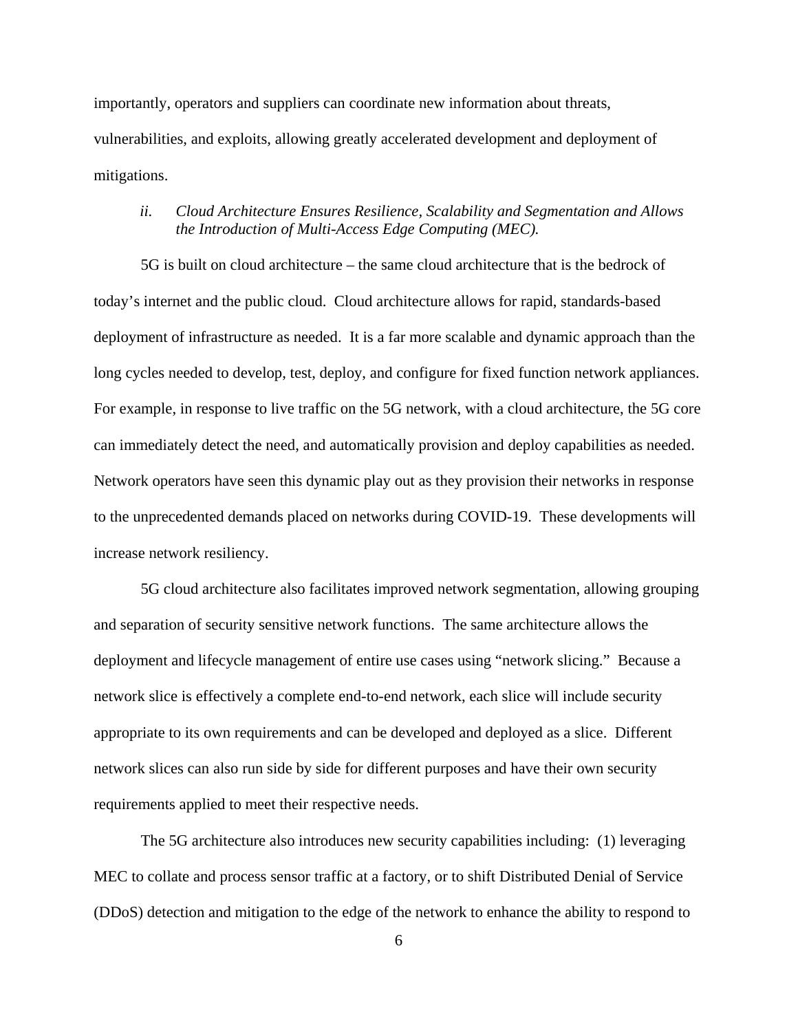importantly, operators and suppliers can coordinate new information about threats, vulnerabilities, and exploits, allowing greatly accelerated development and deployment of mitigations.

### *ii. Cloud Architecture Ensures Resilience, Scalability and Segmentation and Allows the Introduction of Multi-Access Edge Computing (MEC).*

5G is built on cloud architecture – the same cloud architecture that is the bedrock of today's internet and the public cloud. Cloud architecture allows for rapid, standards-based deployment of infrastructure as needed. It is a far more scalable and dynamic approach than the long cycles needed to develop, test, deploy, and configure for fixed function network appliances. For example, in response to live traffic on the 5G network, with a cloud architecture, the 5G core can immediately detect the need, and automatically provision and deploy capabilities as needed. Network operators have seen this dynamic play out as they provision their networks in response to the unprecedented demands placed on networks during COVID-19. These developments will increase network resiliency.

5G cloud architecture also facilitates improved network segmentation, allowing grouping and separation of security sensitive network functions. The same architecture allows the deployment and lifecycle management of entire use cases using "network slicing." Because a network slice is effectively a complete end-to-end network, each slice will include security appropriate to its own requirements and can be developed and deployed as a slice. Different network slices can also run side by side for different purposes and have their own security requirements applied to meet their respective needs.

The 5G architecture also introduces new security capabilities including: (1) leveraging MEC to collate and process sensor traffic at a factory, or to shift Distributed Denial of Service (DDoS) detection and mitigation to the edge of the network to enhance the ability to respond to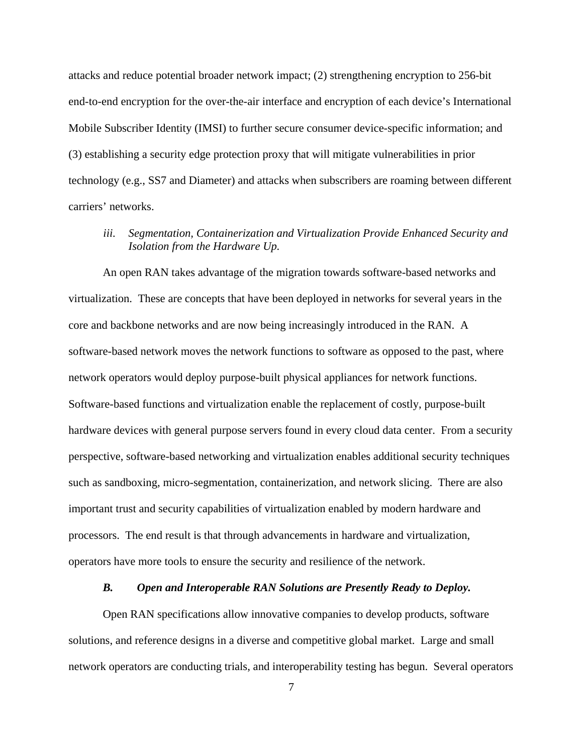attacks and reduce potential broader network impact; (2) strengthening encryption to 256-bit end-to-end encryption for the over-the-air interface and encryption of each device's International Mobile Subscriber Identity (IMSI) to further secure consumer device-specific information; and (3) establishing a security edge protection proxy that will mitigate vulnerabilities in prior technology (e.g., SS7 and Diameter) and attacks when subscribers are roaming between different carriers' networks.

*iii. Segmentation, Containerization and Virtualization Provide Enhanced Security and Isolation from the Hardware Up.*

An open RAN takes advantage of the migration towards software-based networks and virtualization. These are concepts that have been deployed in networks for several years in the core and backbone networks and are now being increasingly introduced in the RAN. A software-based network moves the network functions to software as opposed to the past, where network operators would deploy purpose-built physical appliances for network functions. Software-based functions and virtualization enable the replacement of costly, purpose-built hardware devices with general purpose servers found in every cloud data center. From a security perspective, software-based networking and virtualization enables additional security techniques such as sandboxing, micro-segmentation, containerization, and network slicing. There are also important trust and security capabilities of virtualization enabled by modern hardware and processors. The end result is that through advancements in hardware and virtualization, operators have more tools to ensure the security and resilience of the network.

***B. Open and Interoperable RAN Solutions are Presently Ready to Deploy.***

Open RAN specifications allow innovative companies to develop products, software solutions, and reference designs in a diverse and competitive global market. Large and small network operators are conducting trials, and interoperability testing has begun. Several operators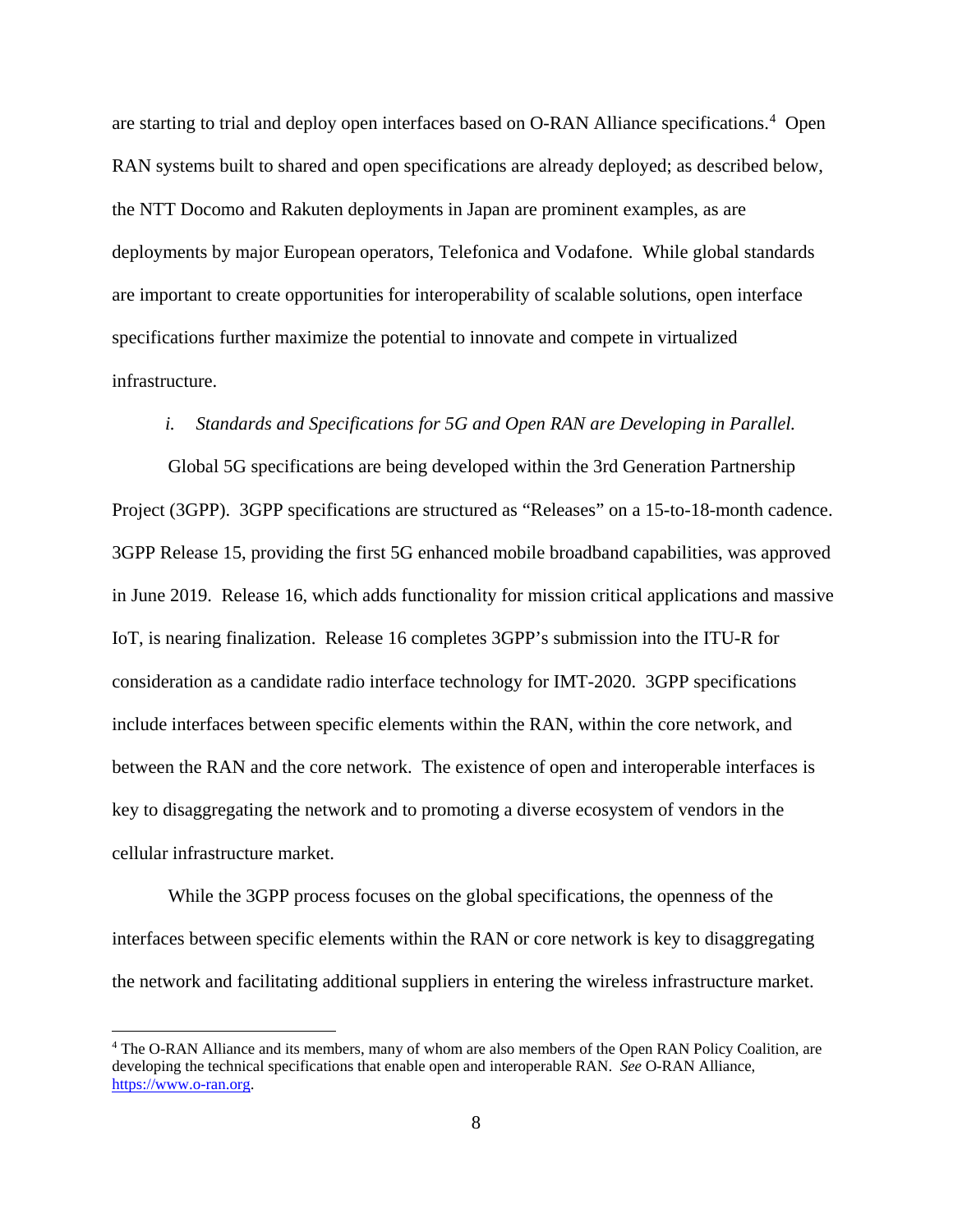are starting to trial and deploy open interfaces based on O-RAN Alliance specifications.[4] Open RAN systems built to shared and open specifications are already deployed; as described below, the NTT Docomo and Rakuten deployments in Japan are prominent examples, as are deployments by major European operators, Telefonica and Vodafone. While global standards are important to create opportunities for interoperability of scalable solutions, open interface specifications further maximize the potential to innovate and compete in virtualized infrastructure.

*i. Standards and Specifications for 5G and Open RAN are Developing in Parallel.*

Global 5G specifications are being developed within the 3rd Generation Partnership Project (3GPP). 3GPP specifications are structured as "Releases" on a 15-to-18-month cadence. 3GPP Release 15, providing the first 5G enhanced mobile broadband capabilities, was approved in June 2019. Release 16, which adds functionality for mission critical applications and massive IoT, is nearing finalization. Release 16 completes 3GPP's submission into the ITU-R for consideration as a candidate radio interface technology for IMT-2020. 3GPP specifications include interfaces between specific elements within the RAN, within the core network, and between the RAN and the core network. The existence of open and interoperable interfaces is key to disaggregating the network and to promoting a diverse ecosystem of vendors in the cellular infrastructure market.

While the 3GPP process focuses on the global specifications, the openness of the interfaces between specific elements within the RAN or core network is key to disaggregating the network and facilitating additional suppliers in entering the wireless infrastructure market.

---

[4] The O-RAN Alliance and its members, many of whom are also members of the Open RAN Policy Coalition, are developing the technical specifications that enable open and interoperable RAN. *See* O-RAN Alliance, https://www.o-ran.org.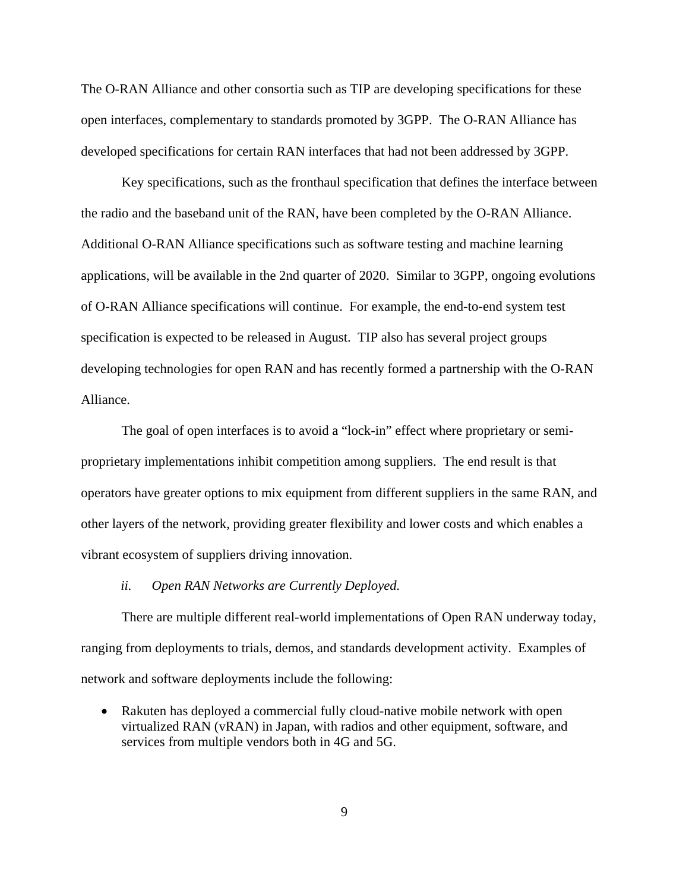The O-RAN Alliance and other consortia such as TIP are developing specifications for these open interfaces, complementary to standards promoted by 3GPP. The O-RAN Alliance has developed specifications for certain RAN interfaces that had not been addressed by 3GPP.

Key specifications, such as the fronthaul specification that defines the interface between the radio and the baseband unit of the RAN, have been completed by the O-RAN Alliance. Additional O-RAN Alliance specifications such as software testing and machine learning applications, will be available in the 2nd quarter of 2020. Similar to 3GPP, ongoing evolutions of O-RAN Alliance specifications will continue. For example, the end-to-end system test specification is expected to be released in August. TIP also has several project groups developing technologies for open RAN and has recently formed a partnership with the O-RAN Alliance.

The goal of open interfaces is to avoid a "lock-in" effect where proprietary or semi-proprietary implementations inhibit competition among suppliers. The end result is that operators have greater options to mix equipment from different suppliers in the same RAN, and other layers of the network, providing greater flexibility and lower costs and which enables a vibrant ecosystem of suppliers driving innovation.

*ii. Open RAN Networks are Currently Deployed.*

There are multiple different real-world implementations of Open RAN underway today, ranging from deployments to trials, demos, and standards development activity. Examples of network and software deployments include the following:

- Rakuten has deployed a commercial fully cloud-native mobile network with open virtualized RAN (vRAN) in Japan, with radios and other equipment, software, and services from multiple vendors both in 4G and 5G.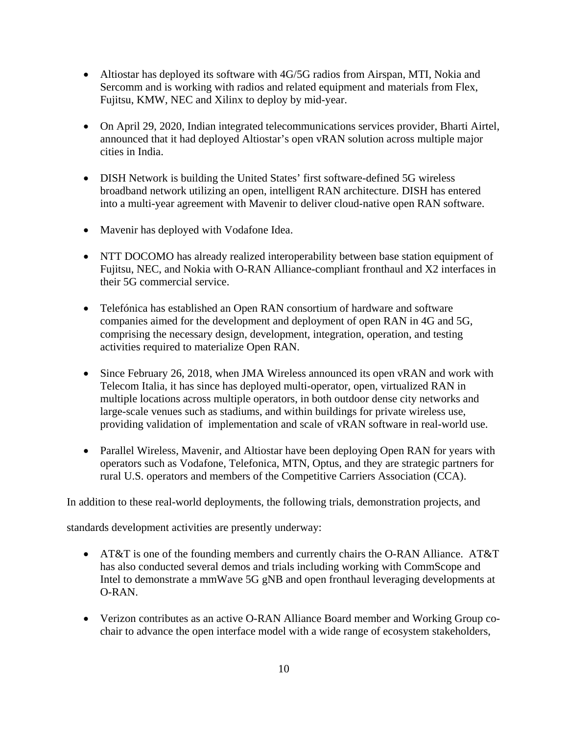- Altiostar has deployed its software with 4G/5G radios from Airspan, MTI, Nokia and Sercomm and is working with radios and related equipment and materials from Flex, Fujitsu, KMW, NEC and Xilinx to deploy by mid-year.

- On April 29, 2020, Indian integrated telecommunications services provider, Bharti Airtel, announced that it had deployed Altiostar's open vRAN solution across multiple major cities in India.

- DISH Network is building the United States' first software-defined 5G wireless broadband network utilizing an open, intelligent RAN architecture. DISH has entered into a multi-year agreement with Mavenir to deliver cloud-native open RAN software.

- Mavenir has deployed with Vodafone Idea.

- NTT DOCOMO has already realized interoperability between base station equipment of Fujitsu, NEC, and Nokia with O-RAN Alliance-compliant fronthaul and X2 interfaces in their 5G commercial service.

- Telefónica has established an Open RAN consortium of hardware and software companies aimed for the development and deployment of open RAN in 4G and 5G, comprising the necessary design, development, integration, operation, and testing activities required to materialize Open RAN.

- Since February 26, 2018, when JMA Wireless announced its open vRAN and work with Telecom Italia, it has since has deployed multi-operator, open, virtualized RAN in multiple locations across multiple operators, in both outdoor dense city networks and large-scale venues such as stadiums, and within buildings for private wireless use, providing validation of implementation and scale of vRAN software in real-world use.

- Parallel Wireless, Mavenir, and Altiostar have been deploying Open RAN for years with operators such as Vodafone, Telefonica, MTN, Optus, and they are strategic partners for rural U.S. operators and members of the Competitive Carriers Association (CCA).

In addition to these real-world deployments, the following trials, demonstration projects, and standards development activities are presently underway:

- AT&T is one of the founding members and currently chairs the O-RAN Alliance. AT&T has also conducted several demos and trials including working with CommScope and Intel to demonstrate a mmWave 5G gNB and open fronthaul leveraging developments at O-RAN.

- Verizon contributes as an active O-RAN Alliance Board member and Working Group co-chair to advance the open interface model with a wide range of ecosystem stakeholders,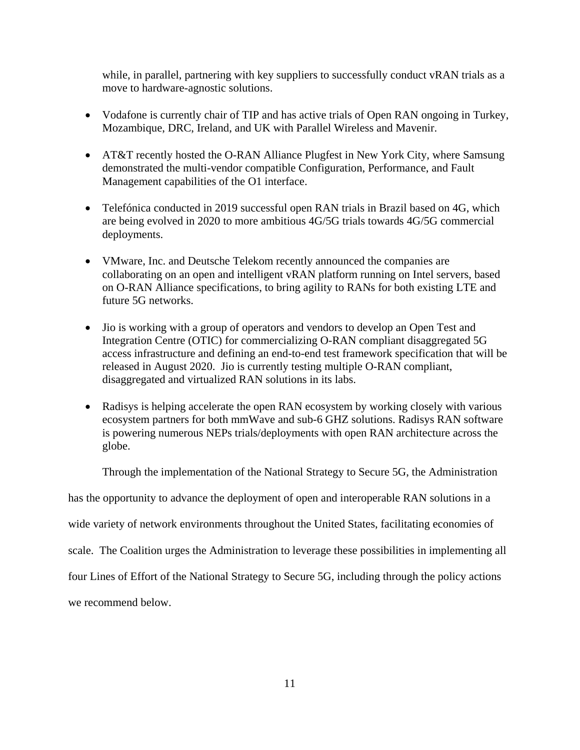while, in parallel, partnering with key suppliers to successfully conduct vRAN trials as a move to hardware-agnostic solutions.

- Vodafone is currently chair of TIP and has active trials of Open RAN ongoing in Turkey, Mozambique, DRC, Ireland, and UK with Parallel Wireless and Mavenir.

- AT&T recently hosted the O-RAN Alliance Plugfest in New York City, where Samsung demonstrated the multi-vendor compatible Configuration, Performance, and Fault Management capabilities of the O1 interface.

- Telefónica conducted in 2019 successful open RAN trials in Brazil based on 4G, which are being evolved in 2020 to more ambitious 4G/5G trials towards 4G/5G commercial deployments.

- VMware, Inc. and Deutsche Telekom recently announced the companies are collaborating on an open and intelligent vRAN platform running on Intel servers, based on O-RAN Alliance specifications, to bring agility to RANs for both existing LTE and future 5G networks.

- Jio is working with a group of operators and vendors to develop an Open Test and Integration Centre (OTIC) for commercializing O-RAN compliant disaggregated 5G access infrastructure and defining an end-to-end test framework specification that will be released in August 2020. Jio is currently testing multiple O-RAN compliant, disaggregated and virtualized RAN solutions in its labs.

- Radisys is helping accelerate the open RAN ecosystem by working closely with various ecosystem partners for both mmWave and sub-6 GHZ solutions. Radisys RAN software is powering numerous NEPs trials/deployments with open RAN architecture across the globe.

Through the implementation of the National Strategy to Secure 5G, the Administration has the opportunity to advance the deployment of open and interoperable RAN solutions in a wide variety of network environments throughout the United States, facilitating economies of scale. The Coalition urges the Administration to leverage these possibilities in implementing all four Lines of Effort of the National Strategy to Secure 5G, including through the policy actions we recommend below.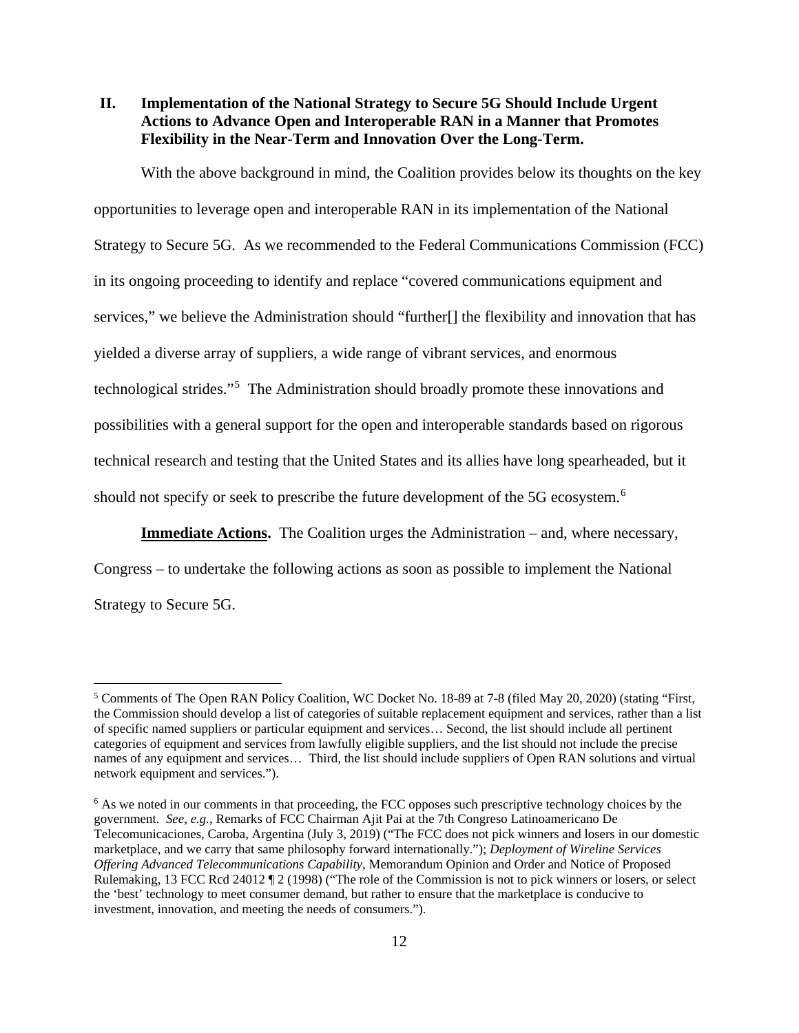## II. Implementation of the National Strategy to Secure 5G Should Include Urgent Actions to Advance Open and Interoperable RAN in a Manner that Promotes Flexibility in the Near-Term and Innovation Over the Long-Term.

With the above background in mind, the Coalition provides below its thoughts on the key opportunities to leverage open and interoperable RAN in its implementation of the National Strategy to Secure 5G. As we recommended to the Federal Communications Commission (FCC) in its ongoing proceeding to identify and replace "covered communications equipment and services," we believe the Administration should "further[] the flexibility and innovation that has yielded a diverse array of suppliers, a wide range of vibrant services, and enormous technological strides."[5] The Administration should broadly promote these innovations and possibilities with a general support for the open and interoperable standards based on rigorous technical research and testing that the United States and its allies have long spearheaded, but it should not specify or seek to prescribe the future development of the 5G ecosystem.[6]

**Immediate Actions.** The Coalition urges the Administration – and, where necessary, Congress – to undertake the following actions as soon as possible to implement the National Strategy to Secure 5G.

---

[5] Comments of The Open RAN Policy Coalition, WC Docket No. 18-89 at 7-8 (filed May 20, 2020) (stating "First, the Commission should develop a list of categories of suitable replacement equipment and services, rather than a list of specific named suppliers or particular equipment and services… Second, the list should include all pertinent categories of equipment and services from lawfully eligible suppliers, and the list should not include the precise names of any equipment and services… Third, the list should include suppliers of Open RAN solutions and virtual network equipment and services.").

[6] As we noted in our comments in that proceeding, the FCC opposes such prescriptive technology choices by the government. *See, e.g.*, Remarks of FCC Chairman Ajit Pai at the 7th Congreso Latinoamericano De Telecomunicaciones, Caroba, Argentina (July 3, 2019) ("The FCC does not pick winners and losers in our domestic marketplace, and we carry that same philosophy forward internationally."); *Deployment of Wireline Services Offering Advanced Telecommunications Capability*, Memorandum Opinion and Order and Notice of Proposed Rulemaking, 13 FCC Rcd 24012 ¶ 2 (1998) ("The role of the Commission is not to pick winners or losers, or select the 'best' technology to meet consumer demand, but rather to ensure that the marketplace is conducive to investment, innovation, and meeting the needs of consumers.").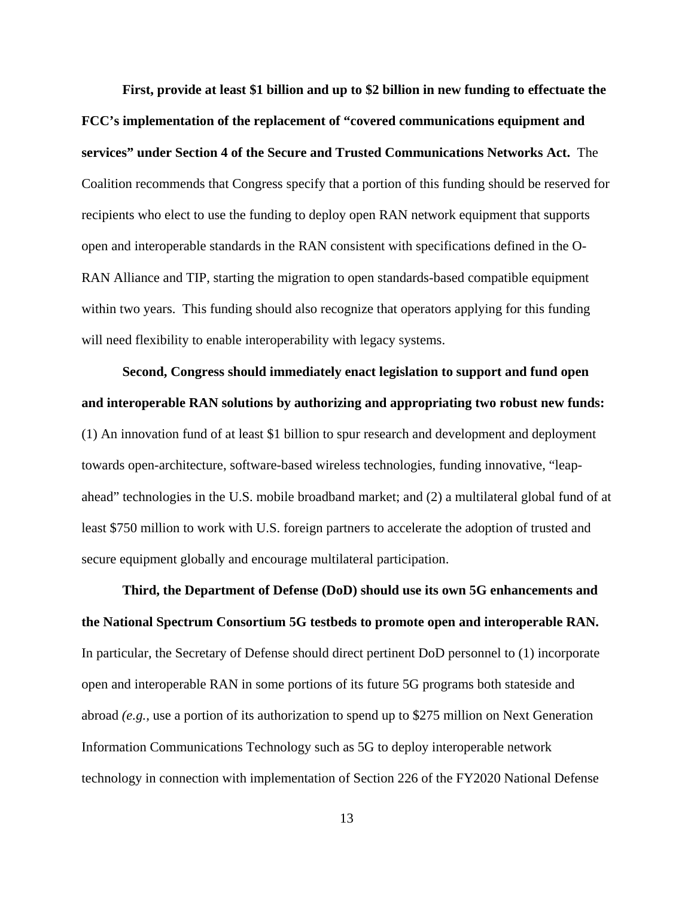**First, provide at least $1 billion and up to $2 billion in new funding to effectuate the FCC's implementation of the replacement of "covered communications equipment and services" under Section 4 of the Secure and Trusted Communications Networks Act.** The Coalition recommends that Congress specify that a portion of this funding should be reserved for recipients who elect to use the funding to deploy open RAN network equipment that supports open and interoperable standards in the RAN consistent with specifications defined in the O-RAN Alliance and TIP, starting the migration to open standards-based compatible equipment within two years. This funding should also recognize that operators applying for this funding will need flexibility to enable interoperability with legacy systems.

**Second, Congress should immediately enact legislation to support and fund open and interoperable RAN solutions by authorizing and appropriating two robust new funds:** (1) An innovation fund of at least $1 billion to spur research and development and deployment towards open-architecture, software-based wireless technologies, funding innovative, "leap-ahead" technologies in the U.S. mobile broadband market; and (2) a multilateral global fund of at least $750 million to work with U.S. foreign partners to accelerate the adoption of trusted and secure equipment globally and encourage multilateral participation.

**Third, the Department of Defense (DoD) should use its own 5G enhancements and the National Spectrum Consortium 5G testbeds to promote open and interoperable RAN.** In particular, the Secretary of Defense should direct pertinent DoD personnel to (1) incorporate open and interoperable RAN in some portions of its future 5G programs both stateside and abroad *(e.g.*, use a portion of its authorization to spend up to $275 million on Next Generation Information Communications Technology such as 5G to deploy interoperable network technology in connection with implementation of Section 226 of the FY2020 National Defense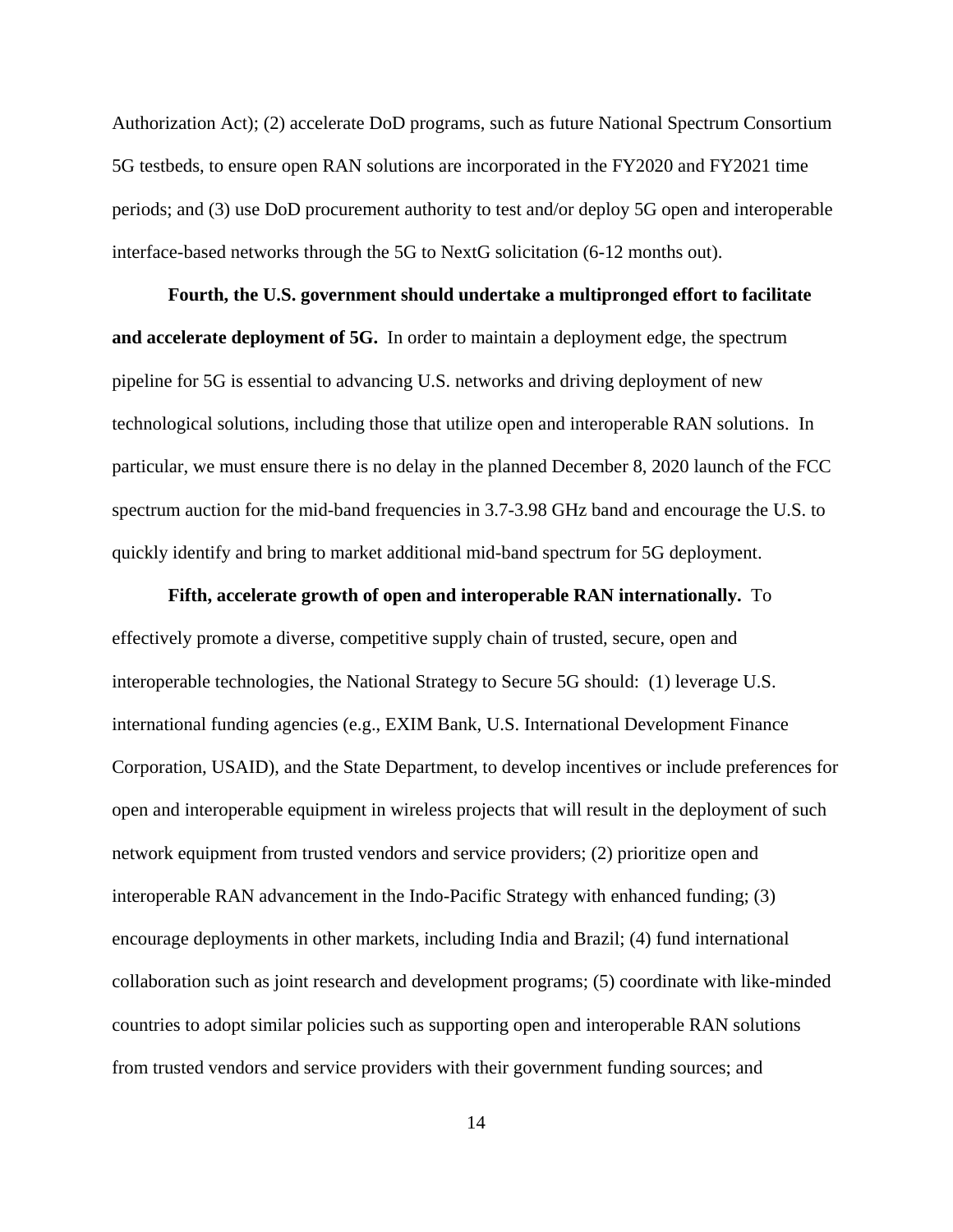Authorization Act); (2) accelerate DoD programs, such as future National Spectrum Consortium 5G testbeds, to ensure open RAN solutions are incorporated in the FY2020 and FY2021 time periods; and (3) use DoD procurement authority to test and/or deploy 5G open and interoperable interface-based networks through the 5G to NextG solicitation (6-12 months out).

**Fourth, the U.S. government should undertake a multipronged effort to facilitate and accelerate deployment of 5G.** In order to maintain a deployment edge, the spectrum pipeline for 5G is essential to advancing U.S. networks and driving deployment of new technological solutions, including those that utilize open and interoperable RAN solutions. In particular, we must ensure there is no delay in the planned December 8, 2020 launch of the FCC spectrum auction for the mid-band frequencies in 3.7-3.98 GHz band and encourage the U.S. to quickly identify and bring to market additional mid-band spectrum for 5G deployment.

**Fifth, accelerate growth of open and interoperable RAN internationally.** To effectively promote a diverse, competitive supply chain of trusted, secure, open and interoperable technologies, the National Strategy to Secure 5G should: (1) leverage U.S. international funding agencies (e.g., EXIM Bank, U.S. International Development Finance Corporation, USAID), and the State Department, to develop incentives or include preferences for open and interoperable equipment in wireless projects that will result in the deployment of such network equipment from trusted vendors and service providers; (2) prioritize open and interoperable RAN advancement in the Indo-Pacific Strategy with enhanced funding; (3) encourage deployments in other markets, including India and Brazil; (4) fund international collaboration such as joint research and development programs; (5) coordinate with like-minded countries to adopt similar policies such as supporting open and interoperable RAN solutions from trusted vendors and service providers with their government funding sources; and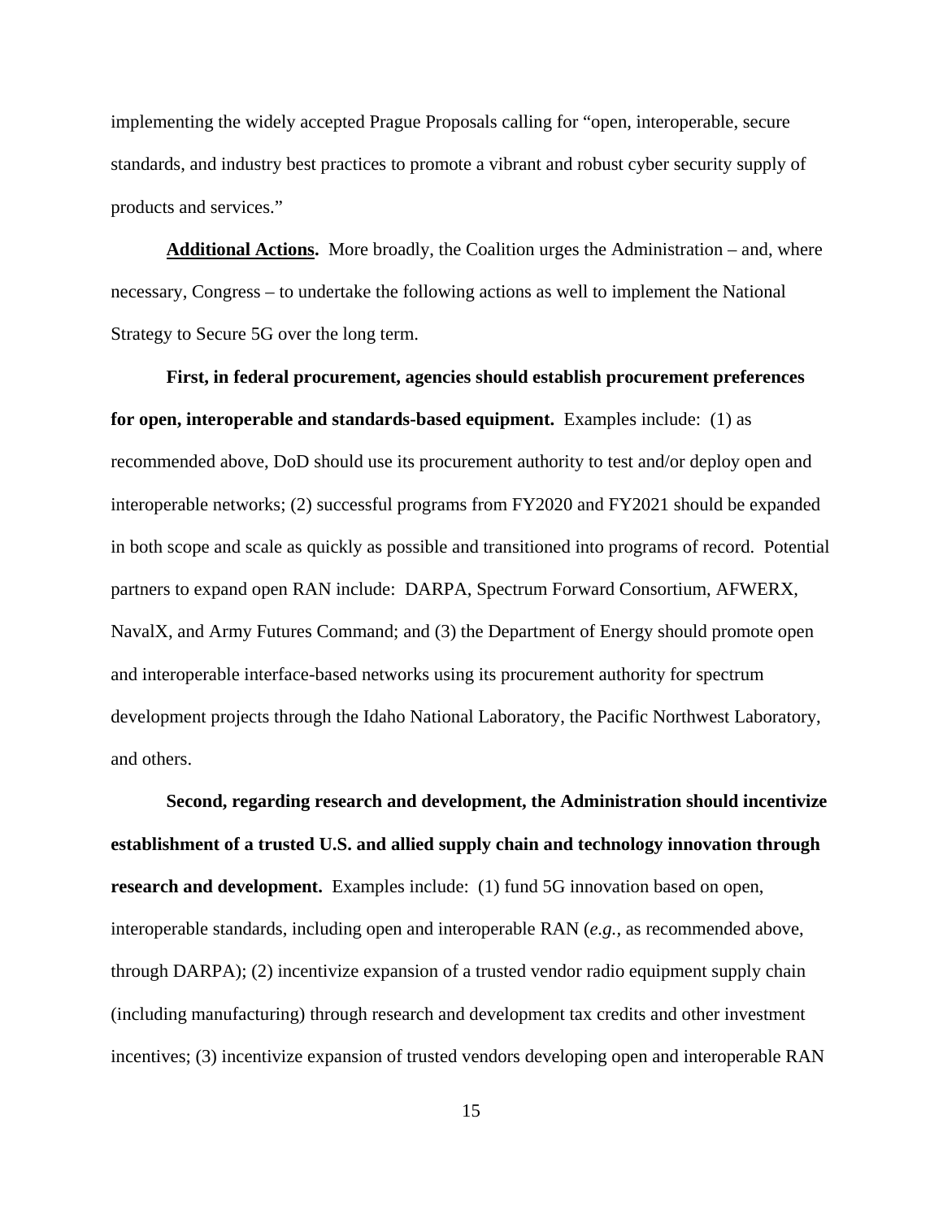implementing the widely accepted Prague Proposals calling for "open, interoperable, secure standards, and industry best practices to promote a vibrant and robust cyber security supply of products and services."

**Additional Actions.** More broadly, the Coalition urges the Administration – and, where necessary, Congress – to undertake the following actions as well to implement the National Strategy to Secure 5G over the long term.

**First, in federal procurement, agencies should establish procurement preferences for open, interoperable and standards-based equipment.** Examples include: (1) as recommended above, DoD should use its procurement authority to test and/or deploy open and interoperable networks; (2) successful programs from FY2020 and FY2021 should be expanded in both scope and scale as quickly as possible and transitioned into programs of record. Potential partners to expand open RAN include: DARPA, Spectrum Forward Consortium, AFWERX, NavalX, and Army Futures Command; and (3) the Department of Energy should promote open and interoperable interface-based networks using its procurement authority for spectrum development projects through the Idaho National Laboratory, the Pacific Northwest Laboratory, and others.

**Second, regarding research and development, the Administration should incentivize establishment of a trusted U.S. and allied supply chain and technology innovation through research and development.** Examples include: (1) fund 5G innovation based on open, interoperable standards, including open and interoperable RAN (*e.g.,* as recommended above, through DARPA); (2) incentivize expansion of a trusted vendor radio equipment supply chain (including manufacturing) through research and development tax credits and other investment incentives; (3) incentivize expansion of trusted vendors developing open and interoperable RAN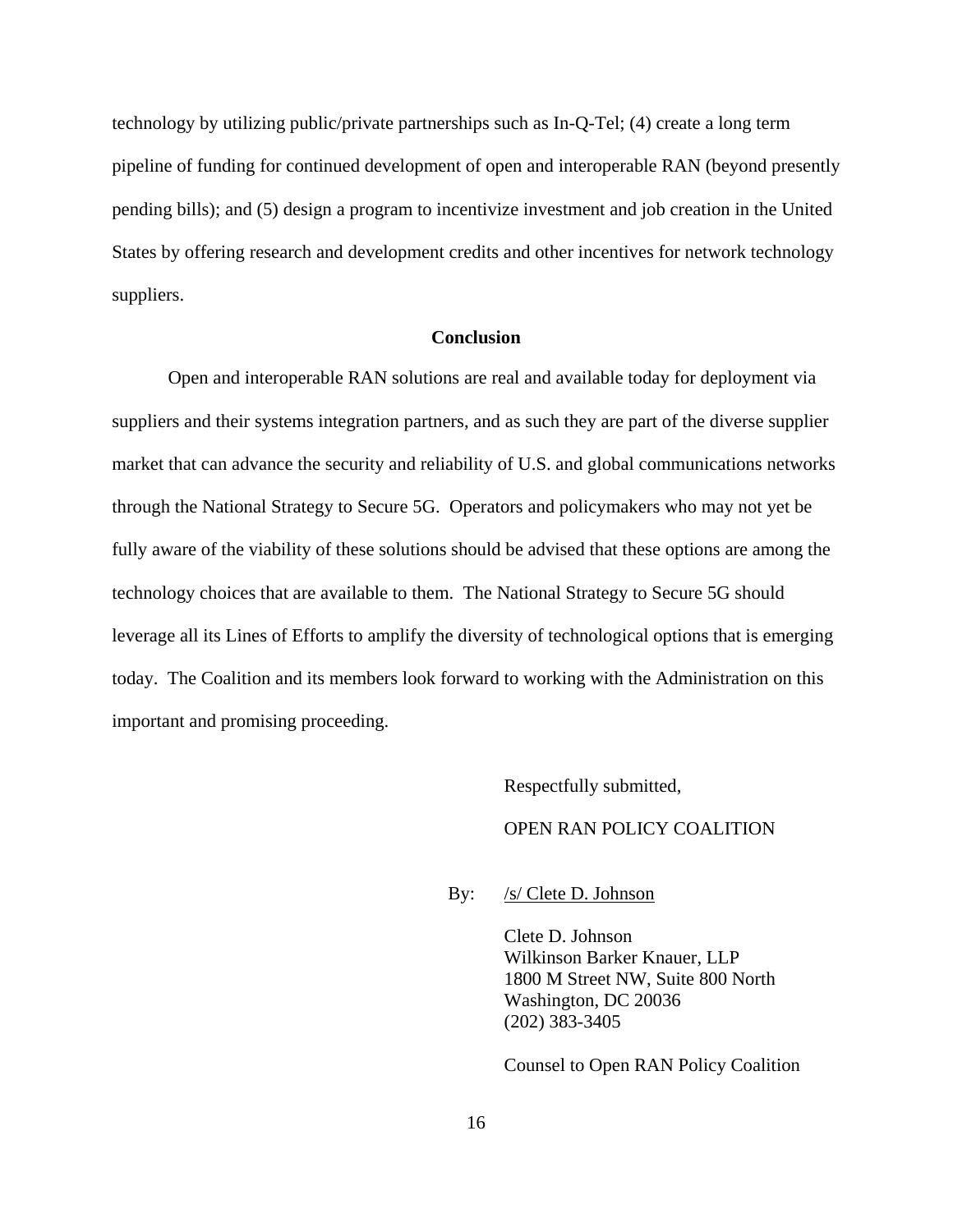technology by utilizing public/private partnerships such as In-Q-Tel; (4) create a long term pipeline of funding for continued development of open and interoperable RAN (beyond presently pending bills); and (5) design a program to incentivize investment and job creation in the United States by offering research and development credits and other incentives for network technology suppliers.

## Conclusion

Open and interoperable RAN solutions are real and available today for deployment via suppliers and their systems integration partners, and as such they are part of the diverse supplier market that can advance the security and reliability of U.S. and global communications networks through the National Strategy to Secure 5G. Operators and policymakers who may not yet be fully aware of the viability of these solutions should be advised that these options are among the technology choices that are available to them. The National Strategy to Secure 5G should leverage all its Lines of Efforts to amplify the diversity of technological options that is emerging today. The Coalition and its members look forward to working with the Administration on this important and promising proceeding.

Respectfully submitted,

OPEN RAN POLICY COALITION

By: /s/ Clete D. Johnson

Clete D. Johnson
Wilkinson Barker Knauer, LLP
1800 M Street NW, Suite 800 North
Washington, DC 20036
(202) 383-3405

Counsel to Open RAN Policy Coalition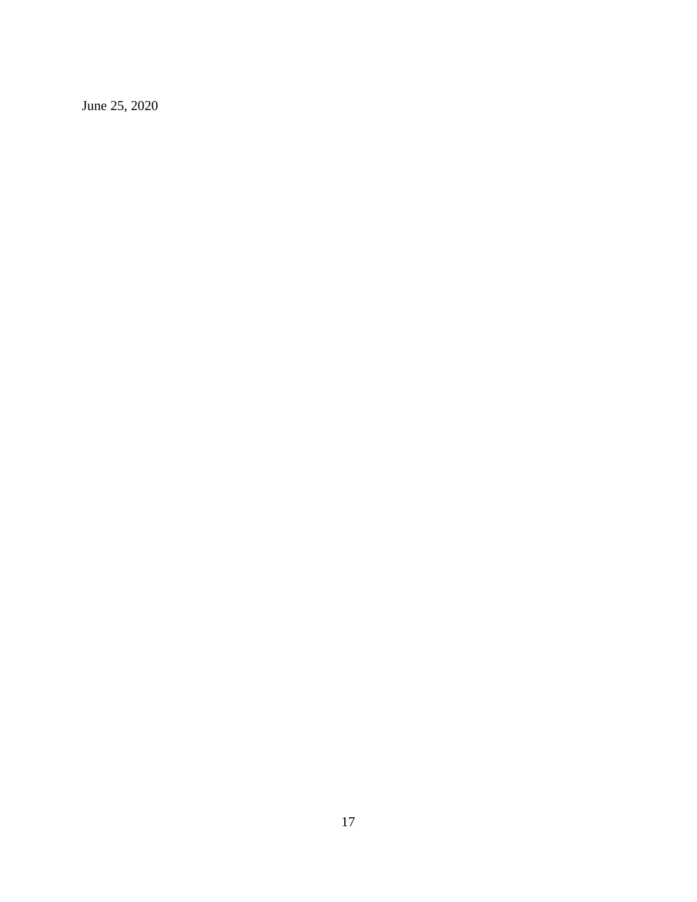June 25, 2020